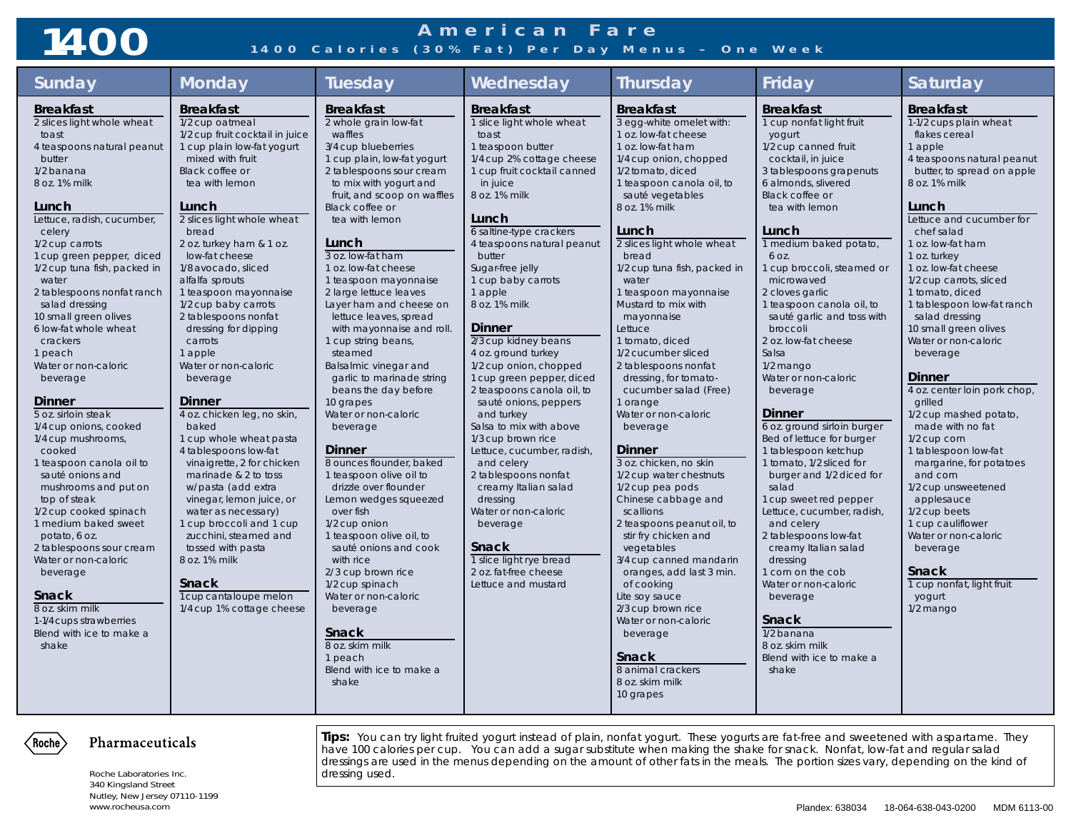# 1400

## American Fare

**1400 Calories (30% Fat) Per Day Menus – One Week**

## Sunday

### Breakfast
- 2 slices light whole wheat toast
- 4 teaspoons natural peanut butter
- 1/2 banana
- 8 oz. 1% milk

### Lunch
- Lettuce, radish, cucumber, celery
- 1/2 cup carrots
- 1 cup green pepper, diced
- 1/2 cup tuna fish, packed in water
- 2 tablespoons nonfat ranch salad dressing
- 10 small green olives
- 6 low-fat whole wheat crackers
- 1 peach
- Water or non-caloric beverage

### Dinner
- 5 oz. sirloin steak
- 1/4 cup onions, cooked
- 1/4 cup mushrooms, cooked
- 1 teaspoon canola oil to sauté onions and mushrooms and put on top of steak
- 1/2 cup cooked spinach
- 1 medium baked sweet potato, 6 oz.
- 2 tablespoons sour cream
- Water or non-caloric beverage

### Snack
- 8 oz. skim milk
- 1-1/4 cups strawberries
- Blend with ice to make a shake

## Monday

### Breakfast
- 1/2 cup oatmeal
- 1/2 cup fruit cocktail in juice
- 1 cup plain low-fat yogurt mixed with fruit
- Black coffee or tea with lemon

### Lunch
- 2 slices light whole wheat bread
- 2 oz. turkey ham & 1 oz. low-fat cheese
- 1/8 avocado, sliced
- alfalfa sprouts
- 1 teaspoon mayonnaise
- 1/2 cup baby carrots
- 2 tablespoons nonfat dressing for dipping carrots
- 1 apple
- Water or non-caloric beverage

### Dinner
- 4 oz. chicken leg, no skin, baked
- 1 cup whole wheat pasta
- 4 tablespoons low-fat vinaigrette, 2 for chicken marinade & 2 to toss w/pasta (add extra vinegar, lemon juice, or water as necessary)
- 1 cup broccoli and 1 cup zucchini, steamed and tossed with pasta
- 8 oz. 1% milk

### Snack
- 1 cup cantaloupe melon
- 1/4 cup 1% cottage cheese

## Tuesday

### Breakfast
- 2 whole grain low-fat waffles
- 3/4 cup blueberries
- 1 cup, plain, low-fat yogurt
- 2 tablespoons sour cream to mix with yogurt and fruit, and scoop on waffles
- Black coffee or tea with lemon

### Lunch
- 3 oz. low-fat ham
- 1 oz. low-fat cheese
- 1 teaspoon mayonnaise
- 2 large lettuce leaves
- Layer ham and cheese on lettuce leaves, spread with mayonnaise and roll.
- 1 cup string beans, steamed
- Balsalmic vinegar and garlic to marinade string beans the day before
- 10 grapes
- Water or non-caloric beverage

### Dinner
- 8 ounces flounder, baked
- 1 teaspoon olive oil to drizzle over flounder
- Lemon wedges squeezed over fish
- 1/2 cup onion
- 1 teaspoon olive oil, to sauté onions and cook with rice
- 2/3 cup brown rice
- 1/2 cup spinach
- Water or non-caloric beverage

### Snack
- 8 oz. skim milk
- 1 peach
- Blend with ice to make a shake

## Wednesday

### Breakfast
- 1 slice light whole wheat toast
- 1 teaspoon butter
- 1/4 cup 2% cottage cheese
- 1 cup fruit cocktail canned in juice
- 8 oz. 1% milk

### Lunch
- 6 saltine-type crackers
- 4 teaspoons natural peanut butter
- Sugar-free jelly
- 1 cup baby carrots
- 1 apple
- 8 oz. 1% milk

### Dinner
- 2/3 cup kidney beans
- 4 oz. ground turkey
- 1/2 cup onion, chopped
- 1 cup green pepper, diced
- 2 teaspoons canola oil, to sauté onions, peppers and turkey
- Salsa to mix with above
- 1/3 cup brown rice
- Lettuce, cucumber, radish, and celery
- 2 tablespoons nonfat creamy Italian salad dressing
- Water or non-caloric beverage

### Snack
- 1 slice light rye bread
- 2 oz. fat-free cheese
- Lettuce and mustard

## Thursday

### Breakfast
- 3 egg-white omelet with:
- 1 oz. low-fat cheese
- 1 oz. low-fat ham
- 1/4 cup onion, chopped
- 1/2 tomato, diced
- 1 teaspoon canola oil, to sauté vegetables
- 8 oz. 1% milk

### Lunch
- 2 slices light whole wheat bread
- 1/2 cup tuna fish, packed in water
- 1 teaspoon mayonnaise
- Mustard to mix with mayonnaise
- Lettuce
- 1 tomato, diced
- 1/2 cucumber sliced
- 2 tablespoons nonfat dressing, for tomato-cucumber salad (Free)
- 1 orange
- Water or non-caloric beverage

### Dinner
- 3 oz. chicken, no skin
- 1/2 cup water chestnuts
- 1/2 cup pea pods
- Chinese cabbage and scallions
- 2 teaspoons peanut oil, to stir fry chicken and vegetables
- 3/4 cup canned mandarin oranges, add last 3 min. of cooking
- Lite soy sauce
- 2/3 cup brown rice
- Water or non-caloric beverage

### Snack
- 8 animal crackers
- 8 oz. skim milk
- 10 grapes

## Friday

### Breakfast
- 1 cup nonfat light fruit yogurt
- 1/2 cup canned fruit cocktail, in juice
- 3 tablespoons grapenuts
- 6 almonds, slivered
- Black coffee or tea with lemon

### Lunch
- 1 medium baked potato, 6 oz.
- 1 cup broccoli, steamed or microwaved
- 2 cloves garlic
- 1 teaspoon canola oil, to sauté garlic and toss with broccoli
- 2 oz. low-fat cheese
- Salsa
- 1/2 mango
- Water or non-caloric beverage

### Dinner
- 6 oz. ground sirloin burger
- Bed of lettuce for burger
- 1 tablespoon ketchup
- 1 tomato, 1/2 sliced for burger and 1/2 diced for salad
- 1 cup sweet red pepper
- Lettuce, cucumber, radish, and celery
- 2 tablespoons low-fat creamy Italian salad dressing
- 1 corn on the cob
- Water or non-caloric beverage

### Snack
- 1/2 banana
- 8 oz. skim milk
- Blend with ice to make a shake

## Saturday

### Breakfast
- 1-1/2 cups plain wheat flakes cereal
- 1 apple
- 4 teaspoons natural peanut butter, to spread on apple
- 8 oz. 1% milk

### Lunch
- Lettuce and cucumber for chef salad
- 1 oz. low-fat ham
- 1 oz. turkey
- 1 oz. low-fat cheese
- 1/2 cup carrots, sliced
- 1 tomato, diced
- 1 tablespoon low-fat ranch salad dressing
- 10 small green olives
- Water or non-caloric beverage

### Dinner
- 4 oz. center loin pork chop, grilled
- 1/2 cup mashed potato, made with no fat
- 1/2 cup corn
- 1 tablespoon low-fat margarine, for potatoes and corn
- 1/2 cup unsweetened applesauce
- 1/2 cup beets
- 1 cup cauliflower
- Water or non-caloric beverage

### Snack
- 1 cup nonfat, light fruit yogurt
- 1/2 mango

**Tips:** You can try light fruited yogurt instead of plain, nonfat yogurt. These yogurts are fat-free and sweetened with aspartame. They have 100 calories per cup. You can add a sugar substitute when making the shake for snack. Nonfat, low-fat and regular salad dressings are used in the menus depending on the amount of other fats in the meals. The portion sizes vary, depending on the kind of dressing used.

Roche Pharmaceuticals

Roche Laboratories Inc.
340 Kingsland Street
Nutley, New Jersey 07110-1199
www.rocheusa.com

Plandex: 638034 18-064-638-043-0200 MDM 6113-00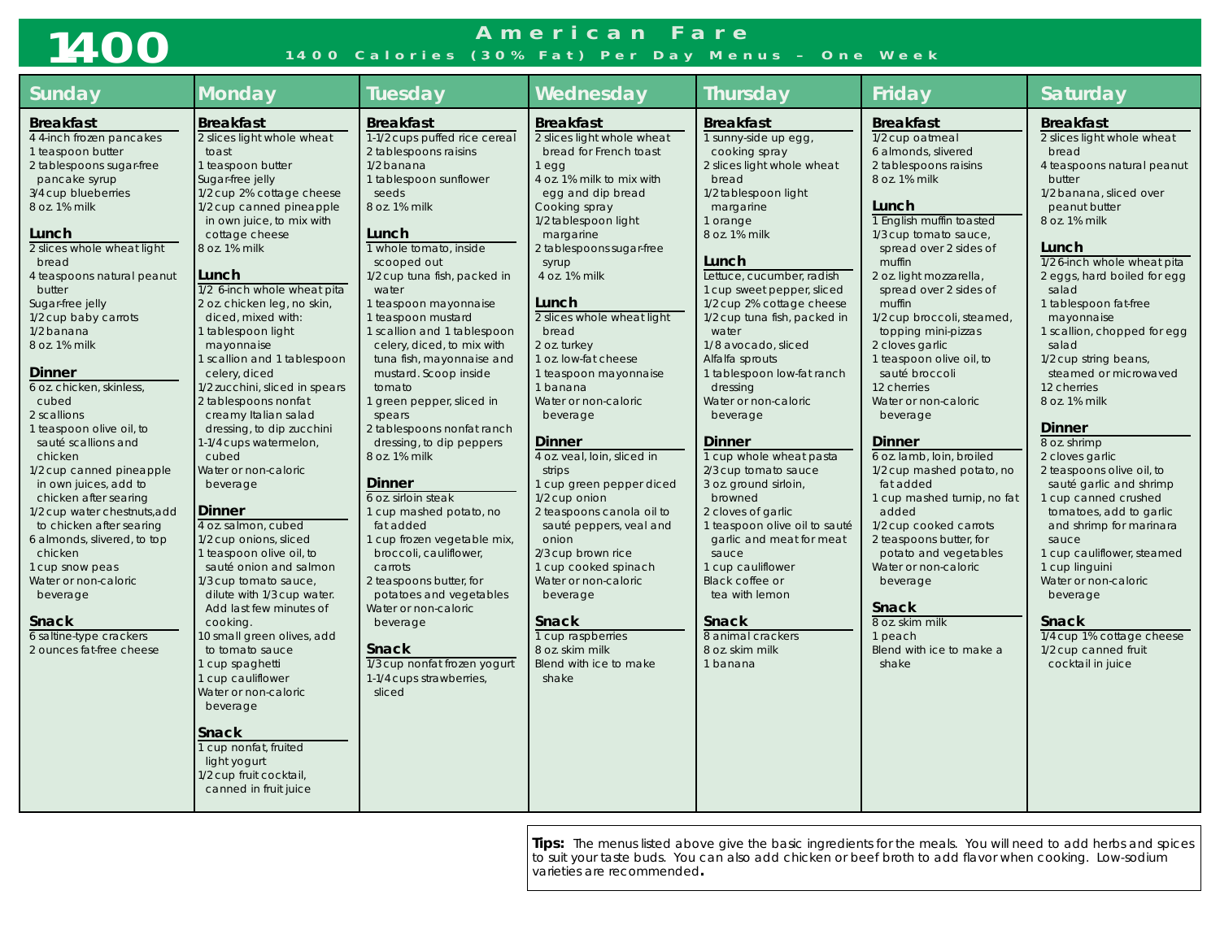# 1400 American Fare

## 1400 Calories (30% Fat) Per Day Menus – One Week

### Sunday

**Breakfast**
- 4 4-inch frozen pancakes
- 1 teaspoon butter
- 2 tablespoons sugar-free pancake syrup
- 3/4 cup blueberries
- 8 oz. 1% milk

**Lunch**
- 2 slices whole wheat light bread
- 4 teaspoons natural peanut butter
- Sugar-free jelly
- 1/2 cup baby carrots
- 1/2 banana
- 8 oz. 1% milk

**Dinner**
- 6 oz. chicken, skinless, cubed
- 2 scallions
- 1 teaspoon olive oil, to sauté scallions and chicken
- 1/2 cup canned pineapple in own juices, add to chicken after searing
- 1/2 cup water chestnuts, add to chicken after searing
- 6 almonds, slivered, to top chicken
- 1 cup snow peas
- Water or non-caloric beverage

**Snack**
- 6 saltine-type crackers
- 2 ounces fat-free cheese

### Monday

**Breakfast**
- 2 slices light whole wheat toast
- 1 teaspoon butter
- Sugar-free jelly
- 1/2 cup 2% cottage cheese
- 1/2 cup canned pineapple in own juice, to mix with cottage cheese
- 8 oz. 1% milk

**Lunch**
- 1/2 6-inch whole wheat pita
- 2 oz. chicken leg, no skin, diced, mixed with:
- 1 tablespoon light mayonnaise
- 1 scallion and 1 tablespoon celery, diced
- 1/2 zucchini, sliced in spears
- 2 tablespoons nonfat creamy Italian salad dressing, to dip zucchini
- 1-1/4 cups watermelon, cubed
- Water or non-caloric beverage

**Dinner**
- 4 oz. salmon, cubed
- 1/2 cup onions, sliced
- 1 teaspoon olive oil, to sauté onion and salmon
- 1/3 cup tomato sauce, dilute with 1/3 cup water. Add last few minutes of cooking.
- 10 small green olives, add to tomato sauce
- 1 cup spaghetti
- 1 cup cauliflower
- Water or non-caloric beverage

**Snack**
- 1 cup nonfat, fruited light yogurt
- 1/2 cup fruit cocktail, canned in fruit juice

### Tuesday

**Breakfast**
- 1-1/2 cups puffed rice cereal
- 2 tablespoons raisins
- 1/2 banana
- 1 tablespoon sunflower seeds
- 8 oz. 1% milk

**Lunch**
- 1 whole tomato, inside scooped out
- 1/2 cup tuna fish, packed in water
- 1 teaspoon mayonnaise
- 1 teaspoon mustard
- 1 scallion and 1 tablespoon celery, diced, to mix with tuna fish, mayonnaise and mustard. Scoop inside tomato
- 1 green pepper, sliced in spears
- 2 tablespoons nonfat ranch dressing, to dip peppers
- 8 oz. 1% milk

**Dinner**
- 6 oz. sirloin steak
- 1 cup mashed potato, no fat added
- 1 cup frozen vegetable mix, broccoli, cauliflower, carrots
- 2 teaspoons butter, for potatoes and vegetables
- Water or non-caloric beverage

**Snack**
- 1/3 cup nonfat frozen yogurt
- 1-1/4 cups strawberries, sliced

### Wednesday

**Breakfast**
- 2 slices light whole wheat bread for French toast
- 1 egg
- 4 oz. 1% milk to mix with egg and dip bread
- Cooking spray
- 1/2 tablespoon light margarine
- 2 tablespoons sugar-free syrup
- 4 oz. 1% milk

**Lunch**
- 2 slices whole wheat light bread
- 2 oz. turkey
- 1 oz. low-fat cheese
- 1 teaspoon mayonnaise
- 1 banana
- Water or non-caloric beverage

**Dinner**
- 4 oz. veal, loin, sliced in strips
- 1 cup green pepper diced
- 1/2 cup onion
- 2 teaspoons canola oil to sauté peppers, veal and onion
- 2/3 cup brown rice
- 1 cup cooked spinach
- Water or non-caloric beverage

**Snack**
- 1 cup raspberries
- 8 oz. skim milk
- Blend with ice to make shake

### Thursday

**Breakfast**
- 1 sunny-side up egg, cooking spray
- 2 slices light whole wheat bread
- 1/2 tablespoon light margarine
- 1 orange
- 8 oz. 1% milk

**Lunch**
- Lettuce, cucumber, radish
- 1 cup sweet pepper, sliced
- 1/2 cup 2% cottage cheese
- 1/2 cup tuna fish, packed in water
- 1/8 avocado, sliced
- Alfalfa sprouts
- 1 tablespoon low-fat ranch dressing
- Water or non-caloric beverage

**Dinner**
- 1 cup whole wheat pasta
- 2/3 cup tomato sauce
- 3 oz. ground sirloin, browned
- 2 cloves of garlic
- 1 teaspoon olive oil to sauté garlic and meat for meat sauce
- 1 cup cauliflower
- Black coffee or tea with lemon

**Snack**
- 8 animal crackers
- 8 oz. skim milk
- 1 banana

### Friday

**Breakfast**
- 1/2 cup oatmeal
- 6 almonds, slivered
- 2 tablespoons raisins
- 8 oz. 1% milk

**Lunch**
- 1 English muffin toasted
- 1/3 cup tomato sauce, spread over 2 sides of muffin
- 2 oz. light mozzarella, spread over 2 sides of muffin
- 1/2 cup broccoli, steamed, topping mini-pizzas
- 2 cloves garlic
- 1 teaspoon olive oil, to sauté broccoli
- 12 cherries
- Water or non-caloric beverage

**Dinner**
- 6 oz. lamb, loin, broiled
- 1/2 cup mashed potato, no fat added
- 1 cup mashed turnip, no fat added
- 1/2 cup cooked carrots
- 2 teaspoons butter, for potato and vegetables
- Water or non-caloric beverage

**Snack**
- 8 oz. skim milk
- 1 peach
- Blend with ice to make a shake

### Saturday

**Breakfast**
- 2 slices light whole wheat bread
- 4 teaspoons natural peanut butter
- 1/2 banana, sliced over peanut butter
- 8 oz. 1% milk

**Lunch**
- 1/2 6-inch whole wheat pita
- 2 eggs, hard boiled for egg salad
- 1 tablespoon fat-free mayonnaise
- 1 scallion, chopped for egg salad
- 1/2 cup string beans, steamed or microwaved
- 12 cherries
- 8 oz. 1% milk

**Dinner**
- 8 oz. shrimp
- 2 cloves garlic
- 2 teaspoons olive oil, to sauté garlic and shrimp
- 1 cup canned crushed tomatoes, add to garlic and shrimp for marinara sauce
- 1 cup cauliflower, steamed
- 1 cup linguini
- Water or non-caloric beverage

**Snack**
- 1/4 cup 1% cottage cheese
- 1/2 cup canned fruit cocktail in juice

---

**Tips:** The menus listed above give the basic ingredients for the meals. You will need to add herbs and spices to suit your taste buds. You can also add chicken or beef broth to add flavor when cooking. Low-sodium varieties are recommended.